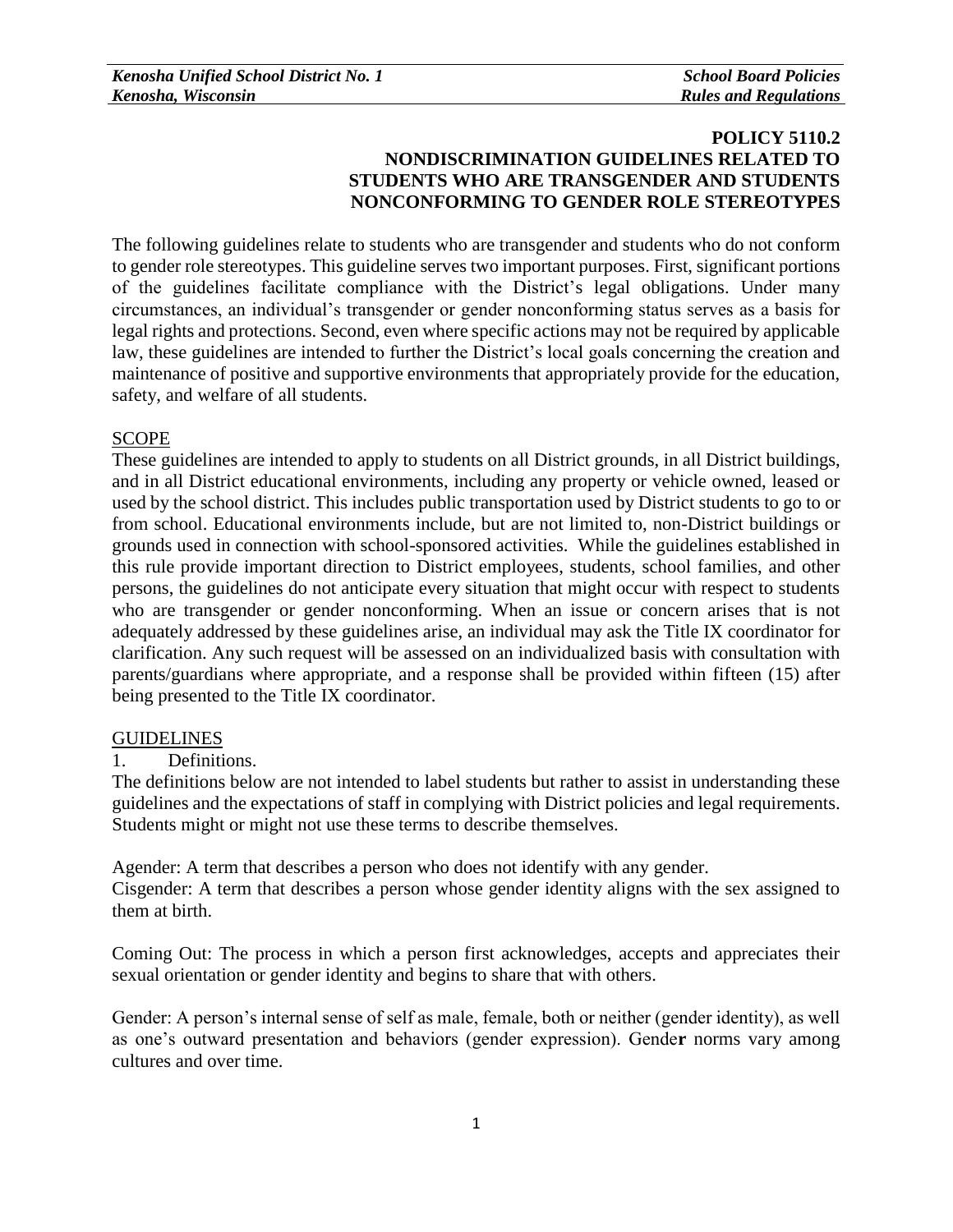*Kenosha Unified School District No. 1* | *School Board Policies*
*Kenosha, Wisconsin* | *Rules and Regulations*

**POLICY 5110.2**
**NONDISCRIMINATION GUIDELINES RELATED TO STUDENTS WHO ARE TRANSGENDER AND STUDENTS NONCONFORMING TO GENDER ROLE STEREOTYPES**

The following guidelines relate to students who are transgender and students who do not conform to gender role stereotypes. This guideline serves two important purposes. First, significant portions of the guidelines facilitate compliance with the District's legal obligations. Under many circumstances, an individual's transgender or gender nonconforming status serves as a basis for legal rights and protections. Second, even where specific actions may not be required by applicable law, these guidelines are intended to further the District's local goals concerning the creation and maintenance of positive and supportive environments that appropriately provide for the education, safety, and welfare of all students.

SCOPE

These guidelines are intended to apply to students on all District grounds, in all District buildings, and in all District educational environments, including any property or vehicle owned, leased or used by the school district. This includes public transportation used by District students to go to or from school. Educational environments include, but are not limited to, non-District buildings or grounds used in connection with school-sponsored activities. While the guidelines established in this rule provide important direction to District employees, students, school families, and other persons, the guidelines do not anticipate every situation that might occur with respect to students who are transgender or gender nonconforming. When an issue or concern arises that is not adequately addressed by these guidelines arise, an individual may ask the Title IX coordinator for clarification. Any such request will be assessed on an individualized basis with consultation with parents/guardians where appropriate, and a response shall be provided within fifteen (15) after being presented to the Title IX coordinator.

GUIDELINES

1. Definitions.

The definitions below are not intended to label students but rather to assist in understanding these guidelines and the expectations of staff in complying with District policies and legal requirements. Students might or might not use these terms to describe themselves.

Agender: A term that describes a person who does not identify with any gender.
Cisgender: A term that describes a person whose gender identity aligns with the sex assigned to them at birth.

Coming Out: The process in which a person first acknowledges, accepts and appreciates their sexual orientation or gender identity and begins to share that with others.

Gender: A person's internal sense of self as male, female, both or neither (gender identity), as well as one's outward presentation and behaviors (gender expression). Gende**r** norms vary among cultures and over time.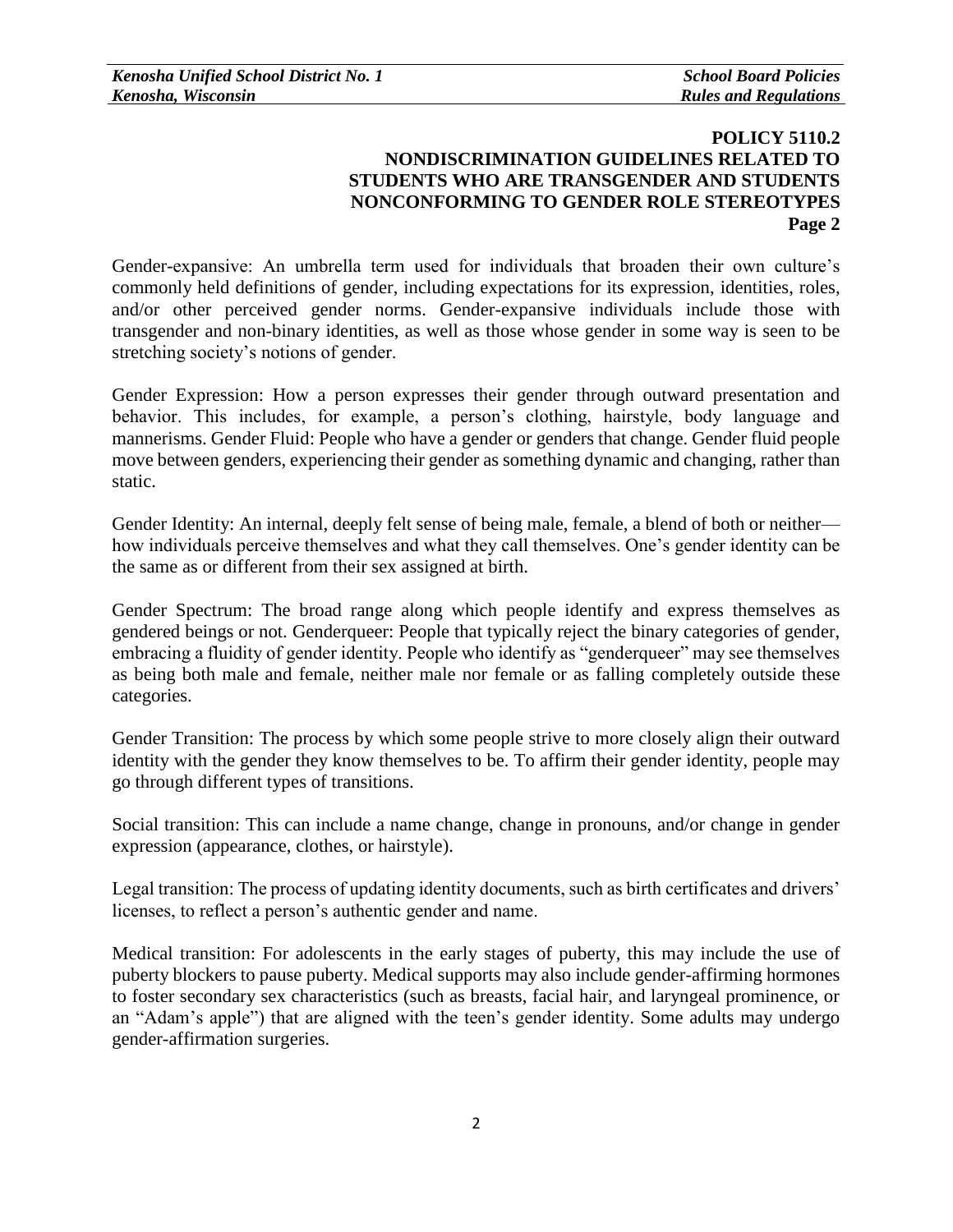Gender-expansive: An umbrella term used for individuals that broaden their own culture's commonly held definitions of gender, including expectations for its expression, identities, roles, and/or other perceived gender norms. Gender-expansive individuals include those with transgender and non-binary identities, as well as those whose gender in some way is seen to be stretching society's notions of gender.

Gender Expression: How a person expresses their gender through outward presentation and behavior. This includes, for example, a person's clothing, hairstyle, body language and mannerisms. Gender Fluid: People who have a gender or genders that change. Gender fluid people move between genders, experiencing their gender as something dynamic and changing, rather than static.

Gender Identity: An internal, deeply felt sense of being male, female, a blend of both or neither—how individuals perceive themselves and what they call themselves. One's gender identity can be the same as or different from their sex assigned at birth.

Gender Spectrum: The broad range along which people identify and express themselves as gendered beings or not. Genderqueer: People that typically reject the binary categories of gender, embracing a fluidity of gender identity. People who identify as "genderqueer" may see themselves as being both male and female, neither male nor female or as falling completely outside these categories.

Gender Transition: The process by which some people strive to more closely align their outward identity with the gender they know themselves to be. To affirm their gender identity, people may go through different types of transitions.

Social transition: This can include a name change, change in pronouns, and/or change in gender expression (appearance, clothes, or hairstyle).

Legal transition: The process of updating identity documents, such as birth certificates and drivers' licenses, to reflect a person's authentic gender and name.

Medical transition: For adolescents in the early stages of puberty, this may include the use of puberty blockers to pause puberty. Medical supports may also include gender-affirming hormones to foster secondary sex characteristics (such as breasts, facial hair, and laryngeal prominence, or an "Adam's apple") that are aligned with the teen's gender identity. Some adults may undergo gender-affirmation surgeries.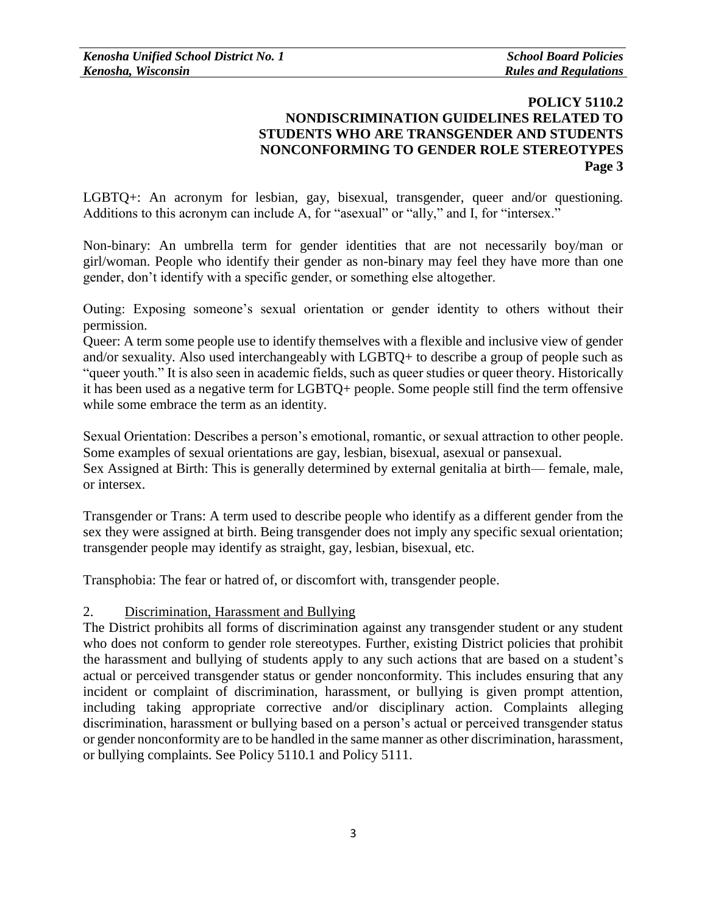LGBTQ+: An acronym for lesbian, gay, bisexual, transgender, queer and/or questioning. Additions to this acronym can include A, for "asexual" or "ally," and I, for "intersex."

Non-binary: An umbrella term for gender identities that are not necessarily boy/man or girl/woman. People who identify their gender as non-binary may feel they have more than one gender, don't identify with a specific gender, or something else altogether.

Outing: Exposing someone's sexual orientation or gender identity to others without their permission.

Queer: A term some people use to identify themselves with a flexible and inclusive view of gender and/or sexuality. Also used interchangeably with LGBTQ+ to describe a group of people such as "queer youth." It is also seen in academic fields, such as queer studies or queer theory. Historically it has been used as a negative term for LGBTQ+ people. Some people still find the term offensive while some embrace the term as an identity.

Sexual Orientation: Describes a person's emotional, romantic, or sexual attraction to other people. Some examples of sexual orientations are gay, lesbian, bisexual, asexual or pansexual.

Sex Assigned at Birth: This is generally determined by external genitalia at birth— female, male, or intersex.

Transgender or Trans: A term used to describe people who identify as a different gender from the sex they were assigned at birth. Being transgender does not imply any specific sexual orientation; transgender people may identify as straight, gay, lesbian, bisexual, etc.

Transphobia: The fear or hatred of, or discomfort with, transgender people.

2. <u>Discrimination, Harassment and Bullying</u>

The District prohibits all forms of discrimination against any transgender student or any student who does not conform to gender role stereotypes. Further, existing District policies that prohibit the harassment and bullying of students apply to any such actions that are based on a student's actual or perceived transgender status or gender nonconformity. This includes ensuring that any incident or complaint of discrimination, harassment, or bullying is given prompt attention, including taking appropriate corrective and/or disciplinary action. Complaints alleging discrimination, harassment or bullying based on a person's actual or perceived transgender status or gender nonconformity are to be handled in the same manner as other discrimination, harassment, or bullying complaints. See Policy 5110.1 and Policy 5111.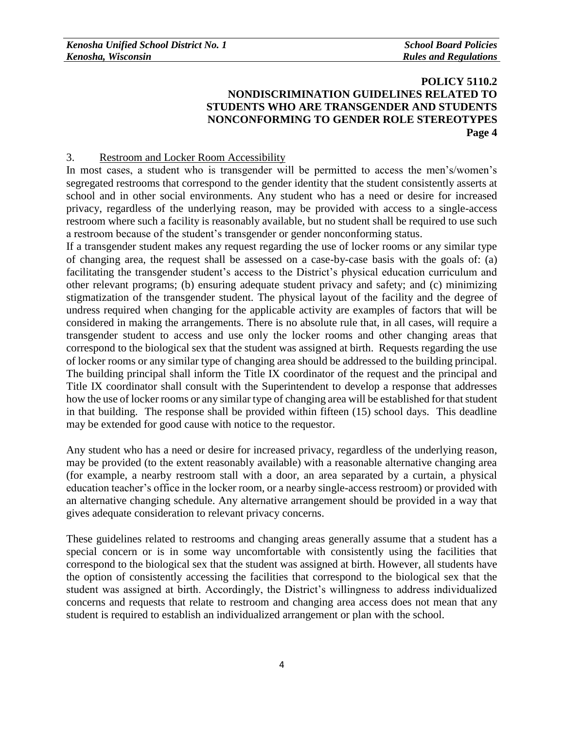### 3. Restroom and Locker Room Accessibility

In most cases, a student who is transgender will be permitted to access the men's/women's segregated restrooms that correspond to the gender identity that the student consistently asserts at school and in other social environments. Any student who has a need or desire for increased privacy, regardless of the underlying reason, may be provided with access to a single-access restroom where such a facility is reasonably available, but no student shall be required to use such a restroom because of the student's transgender or gender nonconforming status.

If a transgender student makes any request regarding the use of locker rooms or any similar type of changing area, the request shall be assessed on a case-by-case basis with the goals of: (a) facilitating the transgender student's access to the District's physical education curriculum and other relevant programs; (b) ensuring adequate student privacy and safety; and (c) minimizing stigmatization of the transgender student. The physical layout of the facility and the degree of undress required when changing for the applicable activity are examples of factors that will be considered in making the arrangements. There is no absolute rule that, in all cases, will require a transgender student to access and use only the locker rooms and other changing areas that correspond to the biological sex that the student was assigned at birth. Requests regarding the use of locker rooms or any similar type of changing area should be addressed to the building principal. The building principal shall inform the Title IX coordinator of the request and the principal and Title IX coordinator shall consult with the Superintendent to develop a response that addresses how the use of locker rooms or any similar type of changing area will be established for that student in that building. The response shall be provided within fifteen (15) school days. This deadline may be extended for good cause with notice to the requestor.

Any student who has a need or desire for increased privacy, regardless of the underlying reason, may be provided (to the extent reasonably available) with a reasonable alternative changing area (for example, a nearby restroom stall with a door, an area separated by a curtain, a physical education teacher's office in the locker room, or a nearby single-access restroom) or provided with an alternative changing schedule. Any alternative arrangement should be provided in a way that gives adequate consideration to relevant privacy concerns.

These guidelines related to restrooms and changing areas generally assume that a student has a special concern or is in some way uncomfortable with consistently using the facilities that correspond to the biological sex that the student was assigned at birth. However, all students have the option of consistently accessing the facilities that correspond to the biological sex that the student was assigned at birth. Accordingly, the District's willingness to address individualized concerns and requests that relate to restroom and changing area access does not mean that any student is required to establish an individualized arrangement or plan with the school.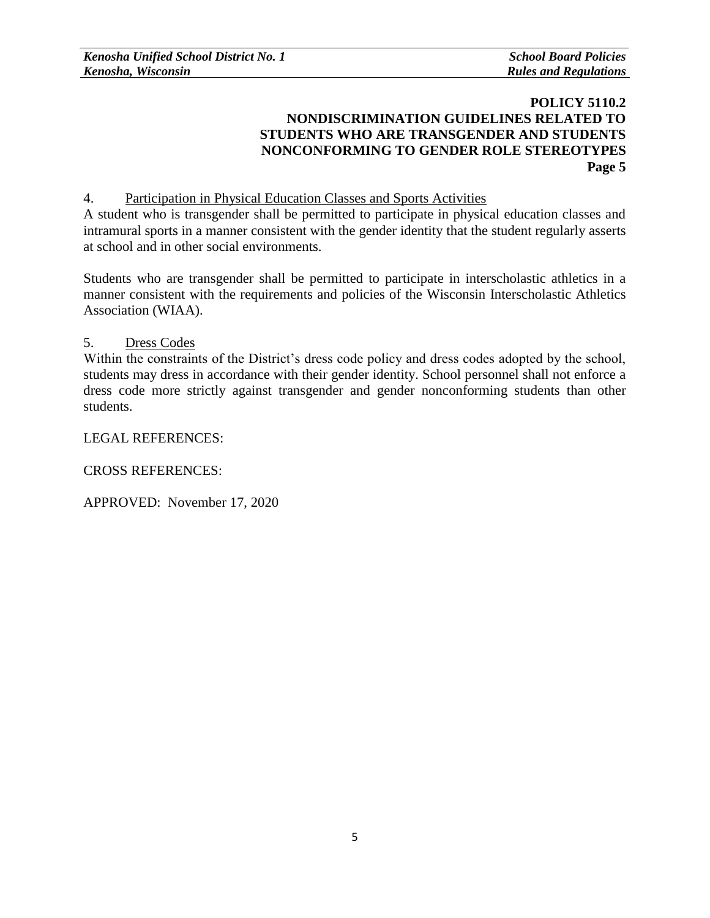4. Participation in Physical Education Classes and Sports Activities

A student who is transgender shall be permitted to participate in physical education classes and intramural sports in a manner consistent with the gender identity that the student regularly asserts at school and in other social environments.

Students who are transgender shall be permitted to participate in interscholastic athletics in a manner consistent with the requirements and policies of the Wisconsin Interscholastic Athletics Association (WIAA).

5. Dress Codes

Within the constraints of the District's dress code policy and dress codes adopted by the school, students may dress in accordance with their gender identity. School personnel shall not enforce a dress code more strictly against transgender and gender nonconforming students than other students.

LEGAL REFERENCES:

CROSS REFERENCES:

APPROVED: November 17, 2020